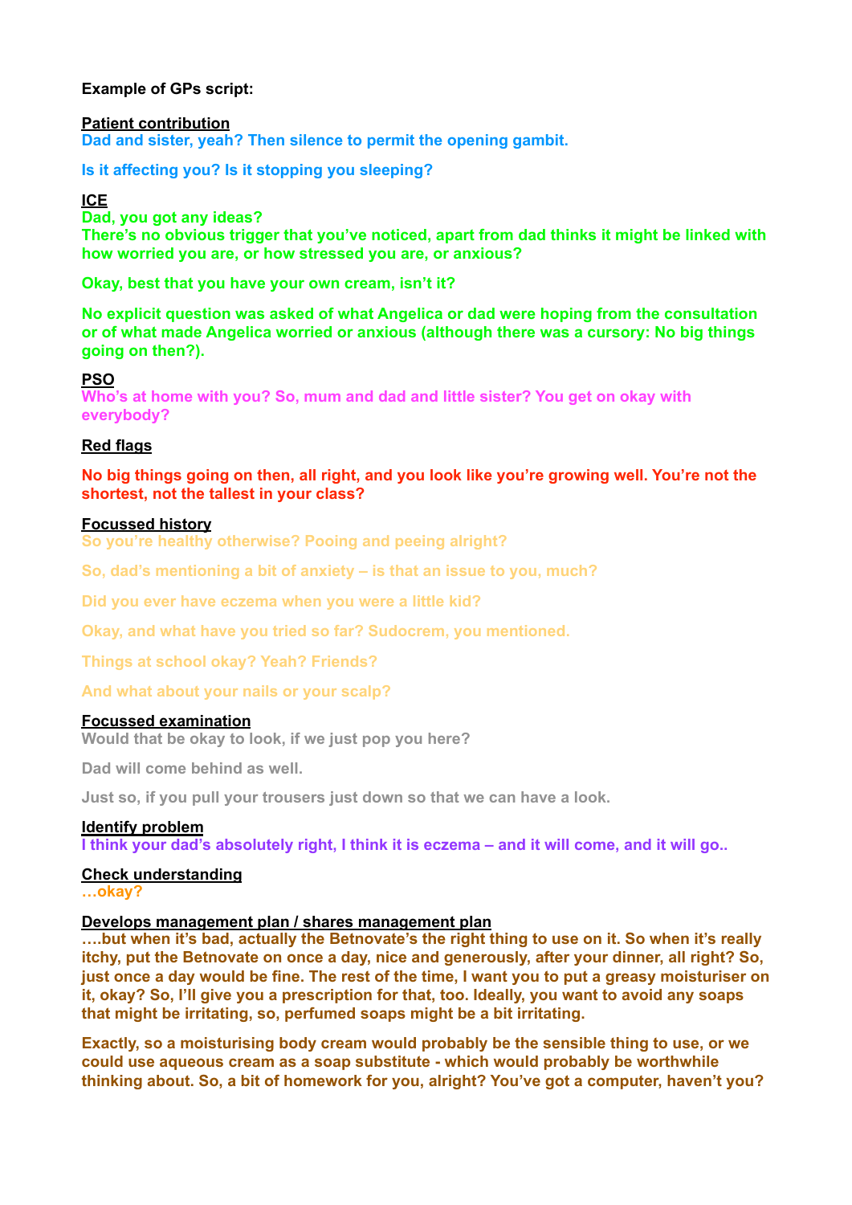**Example of GPs script:**

**Patient contribution**

**Dad and sister, yeah? Then silence to permit the opening gambit.**

**Is it affecting you? Is it stopping you sleeping?**

**ICE**

**Dad, you got any ideas?**
**There's no obvious trigger that you've noticed, apart from dad thinks it might be linked with how worried you are, or how stressed you are, or anxious?**

**Okay, best that you have your own cream, isn't it?**

**No explicit question was asked of what Angelica or dad were hoping from the consultation or of what made Angelica worried or anxious (although there was a cursory: No big things going on then?).**

**PSO**

**Who's at home with you? So, mum and dad and little sister? You get on okay with everybody?**

**Red flags**

**No big things going on then, all right, and you look like you're growing well. You're not the shortest, not the tallest in your class?**

**Focussed history**

**So you're healthy otherwise? Pooing and peeing alright?**

**So, dad's mentioning a bit of anxiety – is that an issue to you, much?**

**Did you ever have eczema when you were a little kid?**

**Okay, and what have you tried so far? Sudocrem, you mentioned.**

**Things at school okay? Yeah? Friends?**

**And what about your nails or your scalp?**

**Focussed examination**

**Would that be okay to look, if we just pop you here?**

**Dad will come behind as well.**

**Just so, if you pull your trousers just down so that we can have a look.**

**Identify problem**

**I think your dad's absolutely right, I think it is eczema – and it will come, and it will go..**

**Check understanding**

**…okay?**

**Develops management plan / shares management plan**

**….but when it's bad, actually the Betnovate's the right thing to use on it. So when it's really itchy, put the Betnovate on once a day, nice and generously, after your dinner, all right? So, just once a day would be fine. The rest of the time, I want you to put a greasy moisturiser on it, okay? So, I'll give you a prescription for that, too. Ideally, you want to avoid any soaps that might be irritating, so, perfumed soaps might be a bit irritating.**

**Exactly, so a moisturising body cream would probably be the sensible thing to use, or we could use aqueous cream as a soap substitute - which would probably be worthwhile thinking about. So, a bit of homework for you, alright? You've got a computer, haven't you?**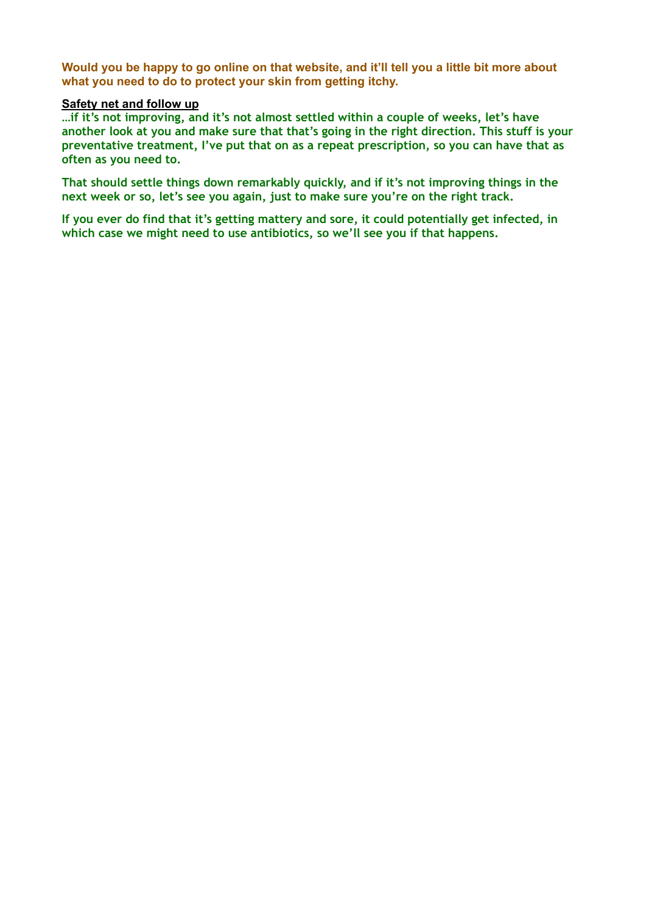**Would you be happy to go online on that website, and it'll tell you a little bit more about what you need to do to protect your skin from getting itchy.**

**Safety net and follow up**

**…if it's not improving, and it's not almost settled within a couple of weeks, let's have another look at you and make sure that that's going in the right direction. This stuff is your preventative treatment, I've put that on as a repeat prescription, so you can have that as often as you need to.**

**That should settle things down remarkably quickly, and if it's not improving things in the next week or so, let's see you again, just to make sure you're on the right track.**

**If you ever do find that it's getting mattery and sore, it could potentially get infected, in which case we might need to use antibiotics, so we'll see you if that happens.**